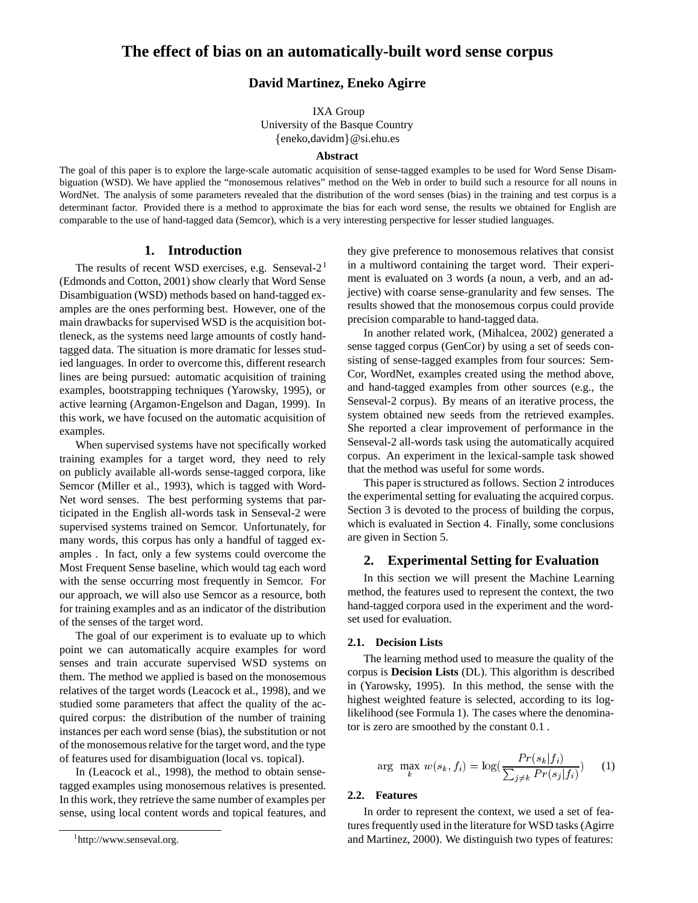# The effect of bias on an automatically-built word sense corpus

**David Martinez, Eneko Agirre**

IXA Group
University of the Basque Country
{eneko,davidm}@si.ehu.es

**Abstract**

The goal of this paper is to explore the large-scale automatic acquisition of sense-tagged examples to be used for Word Sense Disambiguation (WSD). We have applied the "monosemous relatives" method on the Web in order to build such a resource for all nouns in WordNet. The analysis of some parameters revealed that the distribution of the word senses (bias) in the training and test corpus is a determinant factor. Provided there is a method to approximate the bias for each word sense, the results we obtained for English are comparable to the use of hand-tagged data (Semcor), which is a very interesting perspective for lesser studied languages.

## 1. Introduction

The results of recent WSD exercises, e.g. Senseval-2[1] (Edmonds and Cotton, 2001) show clearly that Word Sense Disambiguation (WSD) methods based on hand-tagged examples are the ones performing best. However, one of the main drawbacks for supervised WSD is the acquisition bottleneck, as the systems need large amounts of costly hand-tagged data. The situation is more dramatic for lesses studied languages. In order to overcome this, different research lines are being pursued: automatic acquisition of training examples, bootstrapping techniques (Yarowsky, 1995), or active learning (Argamon-Engelson and Dagan, 1999). In this work, we have focused on the automatic acquisition of examples.

When supervised systems have not specifically worked training examples for a target word, they need to rely on publicly available all-words sense-tagged corpora, like Semcor (Miller et al., 1993), which is tagged with WordNet word senses. The best performing systems that participated in the English all-words task in Senseval-2 were supervised systems trained on Semcor. Unfortunately, for many words, this corpus has only a handful of tagged examples . In fact, only a few systems could overcome the Most Frequent Sense baseline, which would tag each word with the sense occurring most frequently in Semcor. For our approach, we will also use Semcor as a resource, both for training examples and as an indicator of the distribution of the senses of the target word.

The goal of our experiment is to evaluate up to which point we can automatically acquire examples for word senses and train accurate supervised WSD systems on them. The method we applied is based on the monosemous relatives of the target words (Leacock et al., 1998), and we studied some parameters that affect the quality of the acquired corpus: the distribution of the number of training instances per each word sense (bias), the substitution or not of the monosemous relative for the target word, and the type of features used for disambiguation (local vs. topical).

In (Leacock et al., 1998), the method to obtain sense-tagged examples using monosemous relatives is presented. In this work, they retrieve the same number of examples per sense, using local content words and topical features, and they give preference to monosemous relatives that consist in a multiword containing the target word. Their experiment is evaluated on 3 words (a noun, a verb, and an adjective) with coarse sense-granularity and few senses. The results showed that the monosemous corpus could provide precision comparable to hand-tagged data.

In another related work, (Mihalcea, 2002) generated a sense tagged corpus (GenCor) by using a set of seeds consisting of sense-tagged examples from four sources: SemCor, WordNet, examples created using the method above, and hand-tagged examples from other sources (e.g., the Senseval-2 corpus). By means of an iterative process, the system obtained new seeds from the retrieved examples. She reported a clear improvement of performance in the Senseval-2 all-words task using the automatically acquired corpus. An experiment in the lexical-sample task showed that the method was useful for some words.

This paper is structured as follows. Section 2 introduces the experimental setting for evaluating the acquired corpus. Section 3 is devoted to the process of building the corpus, which is evaluated in Section 4. Finally, some conclusions are given in Section 5.

## 2. Experimental Setting for Evaluation

In this section we will present the Machine Learning method, the features used to represent the context, the two hand-tagged corpora used in the experiment and the word-set used for evaluation.

### 2.1. Decision Lists

The learning method used to measure the quality of the corpus is **Decision Lists** (DL). This algorithm is described in (Yarowsky, 1995). In this method, the sense with the highest weighted feature is selected, according to its log-likelihood (see Formula 1). The cases where the denominator is zero are smoothed by the constant 0.1 .

$$\arg \max_k w(s_k, f_i) = \log(\frac{Pr(s_k|f_i)}{\sum_{j \neq k} Pr(s_j|f_i)}) \quad (1)$$

### 2.2. Features

In order to represent the context, we used a set of features frequently used in the literature for WSD tasks (Agirre and Martinez, 2000). We distinguish two types of features:

[1] http://www.senseval.org.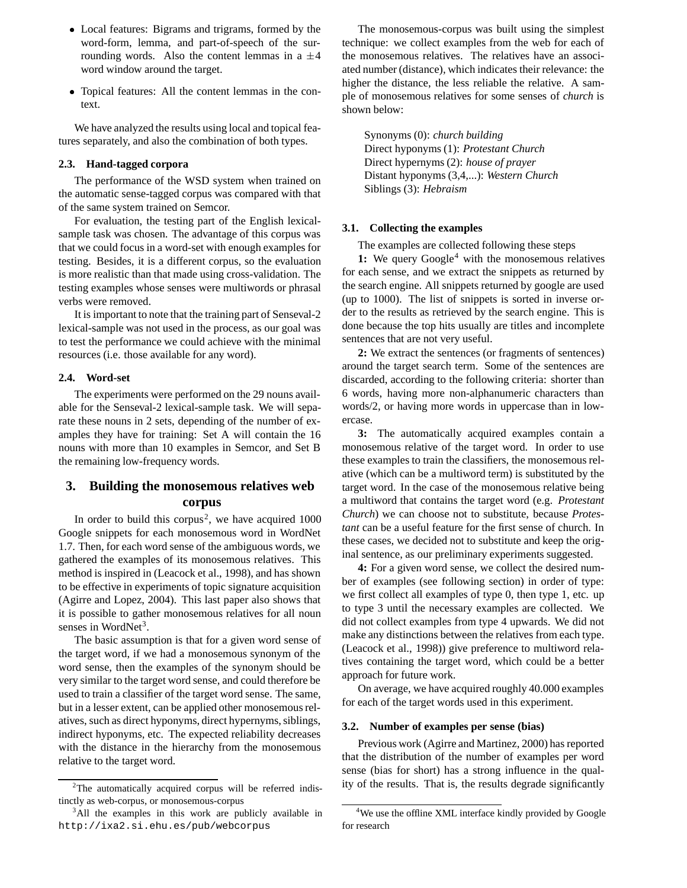- Local features: Bigrams and trigrams, formed by the word-form, lemma, and part-of-speech of the surrounding words. Also the content lemmas in a $\pm 4$ word window around the target.
- Topical features: All the content lemmas in the context.

We have analyzed the results using local and topical features separately, and also the combination of both types.

### 2.3. Hand-tagged corpora

The performance of the WSD system when trained on the automatic sense-tagged corpus was compared with that of the same system trained on Semcor.

For evaluation, the testing part of the English lexical-sample task was chosen. The advantage of this corpus was that we could focus in a word-set with enough examples for testing. Besides, it is a different corpus, so the evaluation is more realistic than that made using cross-validation. The testing examples whose senses were multiwords or phrasal verbs were removed.

It is important to note that the training part of Senseval-2 lexical-sample was not used in the process, as our goal was to test the performance we could achieve with the minimal resources (i.e. those available for any word).

### 2.4. Word-set

The experiments were performed on the 29 nouns available for the Senseval-2 lexical-sample task. We will separate these nouns in 2 sets, depending of the number of examples they have for training: Set A will contain the 16 nouns with more than 10 examples in Semcor, and Set B the remaining low-frequency words.

## 3. Building the monosemous relatives web corpus

In order to build this corpus[2], we have acquired 1000 Google snippets for each monosemous word in WordNet 1.7. Then, for each word sense of the ambiguous words, we gathered the examples of its monosemous relatives. This method is inspired in (Leacock et al., 1998), and has shown to be effective in experiments of topic signature acquisition (Agirre and Lopez, 2004). This last paper also shows that it is possible to gather monosemous relatives for all noun senses in WordNet[3].

The basic assumption is that for a given word sense of the target word, if we had a monosemous synonym of the word sense, then the examples of the synonym should be very similar to the target word sense, and could therefore be used to train a classifier of the target word sense. The same, but in a lesser extent, can be applied other monosemous relatives, such as direct hyponyms, direct hypernyms, siblings, indirect hyponyms, etc. The expected reliability decreases with the distance in the hierarchy from the monosemous relative to the target word.

The monosemous-corpus was built using the simplest technique: we collect examples from the web for each of the monosemous relatives. The relatives have an associated number (distance), which indicates their relevance: the higher the distance, the less reliable the relative. A sample of monosemous relatives for some senses of *church* is shown below:

> Synonyms (0): *church building*
> Direct hyponyms (1): *Protestant Church*
> Direct hypernyms (2): *house of prayer*
> Distant hyponyms (3,4,...): *Western Church*
> Siblings (3): *Hebraism*

### 3.1. Collecting the examples

The examples are collected following these steps

**1:** We query Google[4] with the monosemous relatives for each sense, and we extract the snippets as returned by the search engine. All snippets returned by google are used (up to 1000). The list of snippets is sorted in inverse order to the results as retrieved by the search engine. This is done because the top hits usually are titles and incomplete sentences that are not very useful.

**2:** We extract the sentences (or fragments of sentences) around the target search term. Some of the sentences are discarded, according to the following criteria: shorter than 6 words, having more non-alphanumeric characters than words/2, or having more words in uppercase than in lowercase.

**3:** The automatically acquired examples contain a monosemous relative of the target word. In order to use these examples to train the classifiers, the monosemous relative (which can be a multiword term) is substituted by the target word. In the case of the monosemous relative being a multiword that contains the target word (e.g. *Protestant Church*) we can choose not to substitute, because *Protestant* can be a useful feature for the first sense of church. In these cases, we decided not to substitute and keep the original sentence, as our preliminary experiments suggested.

**4:** For a given word sense, we collect the desired number of examples (see following section) in order of type: we first collect all examples of type 0, then type 1, etc. up to type 3 until the necessary examples are collected. We did not collect examples from type 4 upwards. We did not make any distinctions between the relatives from each type. (Leacock et al., 1998)) give preference to multiword relatives containing the target word, which could be a better approach for future work.

On average, we have acquired roughly 40.000 examples for each of the target words used in this experiment.

### 3.2. Number of examples per sense (bias)

Previous work (Agirre and Martinez, 2000) has reported that the distribution of the number of examples per word sense (bias for short) has a strong influence in the quality of the results. That is, the results degrade significantly

---

[2] The automatically acquired corpus will be referred indistinctly as web-corpus, or monosemous-corpus

[3] All the examples in this work are publicly available in http://ixa2.si.ehu.es/pub/webcorpus

[4] We use the offline XML interface kindly provided by Google for research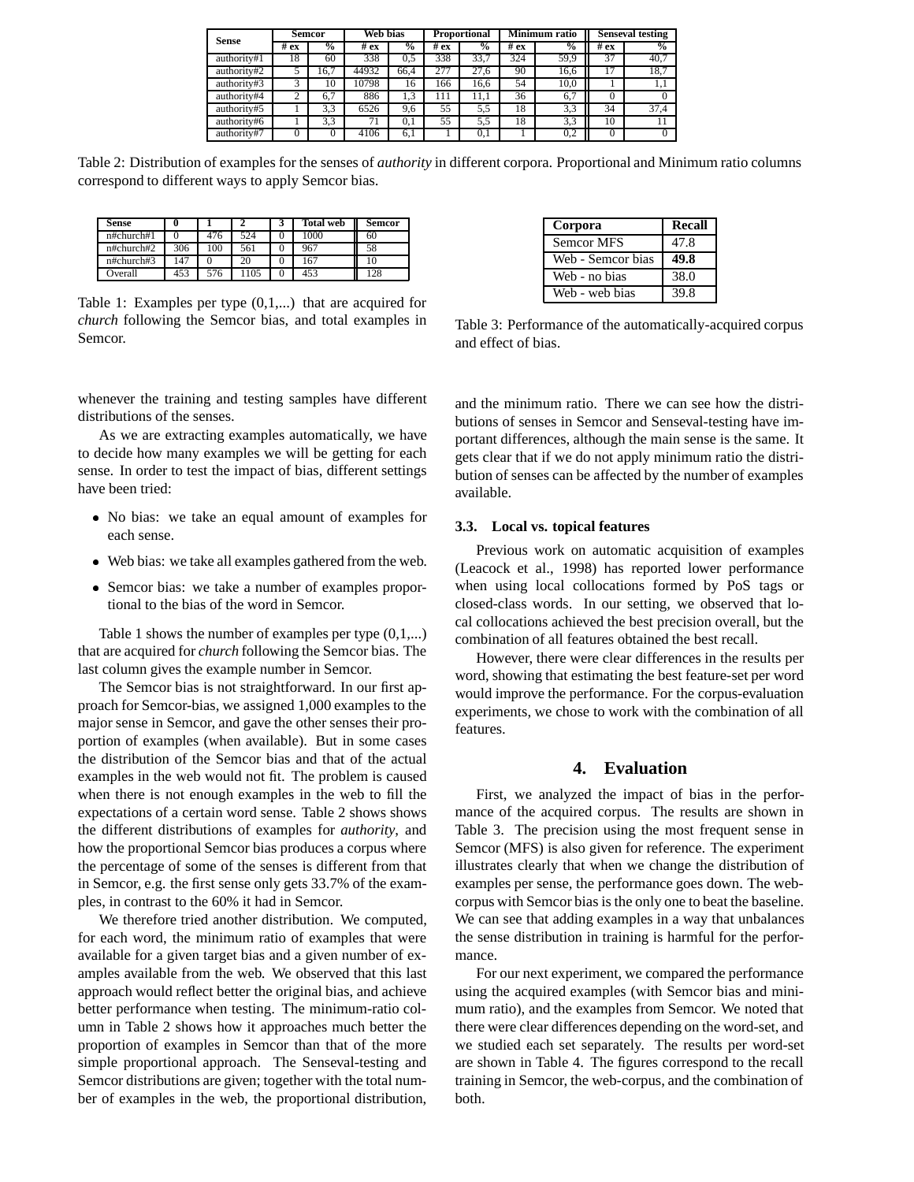| Sense | Semcor | | Web bias | | Proportional | | Minimum ratio | | Senseval testing | |
|---|---|---|---|---|---|---|---|---|---|---|
| | # ex | % | # ex | % | # ex | % | # ex | % | # ex | % |
| authority#1 | 18 | 60 | 338 | 0,5 | 338 | 33,7 | 324 | 59,9 | 37 | 40,7 |
| authority#2 | 5 | 16,7 | 44932 | 66,4 | 277 | 27,6 | 90 | 16,6 | 17 | 18,7 |
| authority#3 | 3 | 10 | 10798 | 16 | 166 | 16,6 | 54 | 10,0 | 1 | 1,1 |
| authority#4 | 2 | 6,7 | 886 | 1,3 | 111 | 11,1 | 36 | 6,7 | 0 | 0 |
| authority#5 | 1 | 3,3 | 6526 | 9,6 | 55 | 5,5 | 18 | 3,3 | 34 | 37,4 |
| authority#6 | 1 | 3,3 | 71 | 0,1 | 55 | 5,5 | 18 | 3,3 | 10 | 11 |
| authority#7 | 0 | 0 | 4106 | 6,1 | 1 | 0,1 | 1 | 0,2 | 0 | 0 |

Table 2: Distribution of examples for the senses of *authority* in different corpora. Proportional and Minimum ratio columns correspond to different ways to apply Semcor bias.

| Sense | 0 | 1 | 2 | 3 | Total web | Semcor |
|---|---|---|---|---|---|---|
| n#church#1 | 0 | 476 | 524 | 0 | 1000 | 60 |
| n#church#2 | 306 | 100 | 561 | 0 | 967 | 58 |
| n#church#3 | 147 | 0 | 20 | 0 | 167 | 10 |
| Overall | 453 | 576 | 1105 | 0 | 453 | 128 |

Table 1: Examples per type (0,1,...) that are acquired for *church* following the Semcor bias, and total examples in Semcor.

| Corpora | Recall |
|---|---|
| Semcor MFS | 47.8 |
| Web - Semcor bias | **49.8** |
| Web - no bias | 38.0 |
| Web - web bias | 39.8 |

Table 3: Performance of the automatically-acquired corpus and effect of bias.

whenever the training and testing samples have different distributions of the senses.

As we are extracting examples automatically, we have to decide how many examples we will be getting for each sense. In order to test the impact of bias, different settings have been tried:

- No bias: we take an equal amount of examples for each sense.
- Web bias: we take all examples gathered from the web.
- Semcor bias: we take a number of examples proportional to the bias of the word in Semcor.

Table 1 shows the number of examples per type (0,1,...) that are acquired for *church* following the Semcor bias. The last column gives the example number in Semcor.

The Semcor bias is not straightforward. In our first approach for Semcor-bias, we assigned 1,000 examples to the major sense in Semcor, and gave the other senses their proportion of examples (when available). But in some cases the distribution of the Semcor bias and that of the actual examples in the web would not fit. The problem is caused when there is not enough examples in the web to fill the expectations of a certain word sense. Table 2 shows shows the different distributions of examples for *authority*, and how the proportional Semcor bias produces a corpus where the percentage of some of the senses is different from that in Semcor, e.g. the first sense only gets 33.7% of the examples, in contrast to the 60% it had in Semcor.

We therefore tried another distribution. We computed, for each word, the minimum ratio of examples that were available for a given target bias and a given number of examples available from the web. We observed that this last approach would reflect better the original bias, and achieve better performance when testing. The minimum-ratio column in Table 2 shows how it approaches much better the proportion of examples in Semcor than that of the more simple proportional approach. The Senseval-testing and Semcor distributions are given; together with the total number of examples in the web, the proportional distribution, and the minimum ratio. There we can see how the distributions of senses in Semcor and Senseval-testing have important differences, although the main sense is the same. It gets clear that if we do not apply minimum ratio the distribution of senses can be affected by the number of examples available.

### 3.3. Local vs. topical features

Previous work on automatic acquisition of examples (Leacock et al., 1998) has reported lower performance when using local collocations formed by PoS tags or closed-class words. In our setting, we observed that local collocations achieved the best precision overall, but the combination of all features obtained the best recall.

However, there were clear differences in the results per word, showing that estimating the best feature-set per word would improve the performance. For the corpus-evaluation experiments, we chose to work with the combination of all features.

## 4. Evaluation

First, we analyzed the impact of bias in the performance of the acquired corpus. The results are shown in Table 3. The precision using the most frequent sense in Semcor (MFS) is also given for reference. The experiment illustrates clearly that when we change the distribution of examples per sense, the performance goes down. The web-corpus with Semcor bias is the only one to beat the baseline. We can see that adding examples in a way that unbalances the sense distribution in training is harmful for the performance.

For our next experiment, we compared the performance using the acquired examples (with Semcor bias and minimum ratio), and the examples from Semcor. We noted that there were clear differences depending on the word-set, and we studied each set separately. The results per word-set are shown in Table 4. The figures correspond to the recall training in Semcor, the web-corpus, and the combination of both.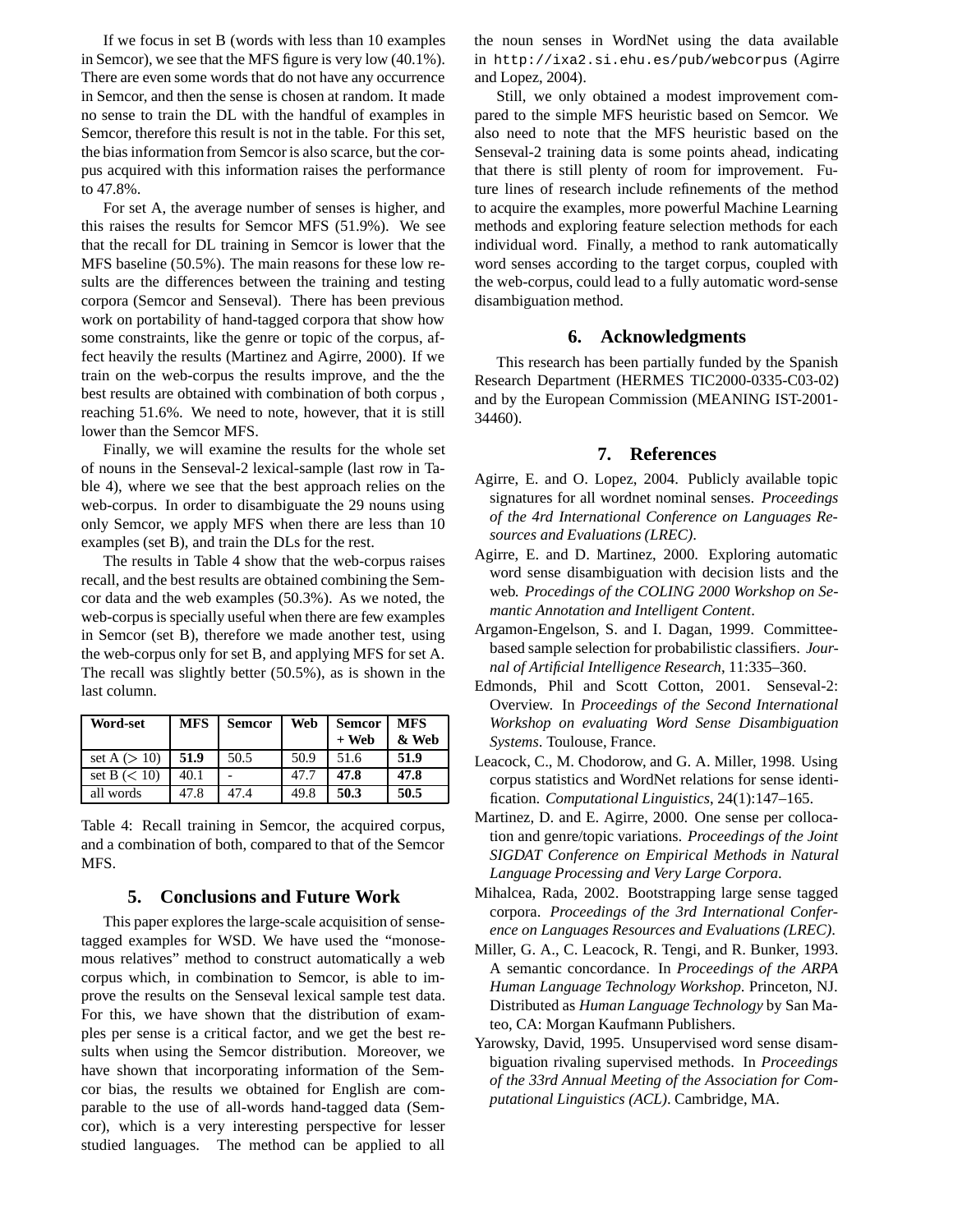If we focus in set B (words with less than 10 examples in Semcor), we see that the MFS figure is very low (40.1%). There are even some words that do not have any occurrence in Semcor, and then the sense is chosen at random. It made no sense to train the DL with the handful of examples in Semcor, therefore this result is not in the table. For this set, the bias information from Semcor is also scarce, but the corpus acquired with this information raises the performance to 47.8%.

For set A, the average number of senses is higher, and this raises the results for Semcor MFS (51.9%). We see that the recall for DL training in Semcor is lower that the MFS baseline (50.5%). The main reasons for these low results are the differences between the training and testing corpora (Semcor and Senseval). There has been previous work on portability of hand-tagged corpora that show how some constraints, like the genre or topic of the corpus, affect heavily the results (Martinez and Agirre, 2000). If we train on the web-corpus the results improve, and the the best results are obtained with combination of both corpus , reaching 51.6%. We need to note, however, that it is still lower than the Semcor MFS.

Finally, we will examine the results for the whole set of nouns in the Senseval-2 lexical-sample (last row in Table 4), where we see that the best approach relies on the web-corpus. In order to disambiguate the 29 nouns using only Semcor, we apply MFS when there are less than 10 examples (set B), and train the DLs for the rest.

The results in Table 4 show that the web-corpus raises recall, and the best results are obtained combining the Semcor data and the web examples (50.3%). As we noted, the web-corpus is specially useful when there are few examples in Semcor (set B), therefore we made another test, using the web-corpus only for set B, and applying MFS for set A. The recall was slightly better (50.5%), as is shown in the last column.

| **Word-set** | **MFS** | **Semcor** | **Web** | **Semcor + Web** | **MFS & Web** |
|---|---|---|---|---|---|
| set A ($> 10$) | **51.9** | 50.5 | 50.9 | 51.6 | **51.9** |
| set B ($< 10$) | 40.1 | - | 47.7 | **47.8** | **47.8** |
| all words | 47.8 | 47.4 | 49.8 | **50.3** | **50.5** |

Table 4: Recall training in Semcor, the acquired corpus, and a combination of both, compared to that of the Semcor MFS.

## 5. Conclusions and Future Work

This paper explores the large-scale acquisition of sense-tagged examples for WSD. We have used the "monosemous relatives" method to construct automatically a web corpus which, in combination to Semcor, is able to improve the results on the Senseval lexical sample test data. For this, we have shown that the distribution of examples per sense is a critical factor, and we get the best results when using the Semcor distribution. Moreover, we have shown that incorporating information of the Semcor bias, the results we obtained for English are comparable to the use of all-words hand-tagged data (Semcor), which is a very interesting perspective for lesser studied languages. The method can be applied to all the noun senses in WordNet using the data available in `http://ixa2.si.ehu.es/pub/webcorpus` (Agirre and Lopez, 2004).

Still, we only obtained a modest improvement compared to the simple MFS heuristic based on Semcor. We also need to note that the MFS heuristic based on the Senseval-2 training data is some points ahead, indicating that there is still plenty of room for improvement. Future lines of research include refinements of the method to acquire the examples, more powerful Machine Learning methods and exploring feature selection methods for each individual word. Finally, a method to rank automatically word senses according to the target corpus, coupled with the web-corpus, could lead to a fully automatic word-sense disambiguation method.

## 6. Acknowledgments

This research has been partially funded by the Spanish Research Department (HERMES TIC2000-0335-C03-02) and by the European Commission (MEANING IST-2001-34460).

## 7. References

Agirre, E. and O. Lopez, 2004. Publicly available topic signatures for all wordnet nominal senses. *Proceedings of the 4rd International Conference on Languages Resources and Evaluations (LREC)*.

Agirre, E. and D. Martinez, 2000. Exploring automatic word sense disambiguation with decision lists and the web. *Procedings of the COLING 2000 Workshop on Semantic Annotation and Intelligent Content*.

Argamon-Engelson, S. and I. Dagan, 1999. Committee-based sample selection for probabilistic classifiers. *Journal of Artificial Intelligence Research*, 11:335–360.

Edmonds, Phil and Scott Cotton, 2001. Senseval-2: Overview. In *Proceedings of the Second International Workshop on evaluating Word Sense Disambiguation Systems*. Toulouse, France.

Leacock, C., M. Chodorow, and G. A. Miller, 1998. Using corpus statistics and WordNet relations for sense identification. *Computational Linguistics*, 24(1):147–165.

Martinez, D. and E. Agirre, 2000. One sense per collocation and genre/topic variations. *Proceedings of the Joint SIGDAT Conference on Empirical Methods in Natural Language Processing and Very Large Corpora*.

Mihalcea, Rada, 2002. Bootstrapping large sense tagged corpora. *Proceedings of the 3rd International Conference on Languages Resources and Evaluations (LREC)*.

Miller, G. A., C. Leacock, R. Tengi, and R. Bunker, 1993. A semantic concordance. In *Proceedings of the ARPA Human Language Technology Workshop*. Princeton, NJ. Distributed as *Human Language Technology* by San Mateo, CA: Morgan Kaufmann Publishers.

Yarowsky, David, 1995. Unsupervised word sense disambiguation rivaling supervised methods. In *Proceedings of the 33rd Annual Meeting of the Association for Computational Linguistics (ACL)*. Cambridge, MA.